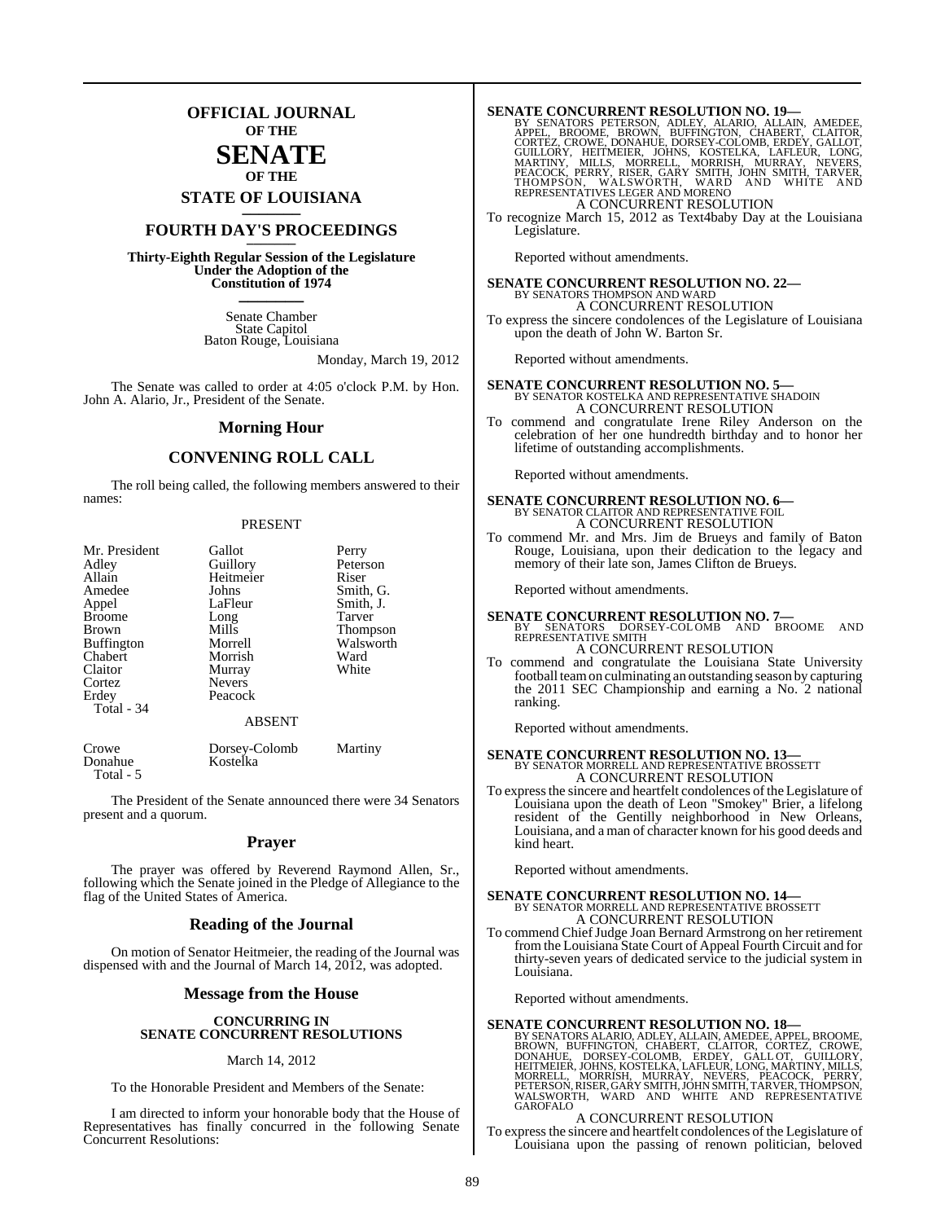# OFFICIAL JOURNAL
**OF THE**
# SENATE
**OF THE**
## STATE OF LOUISIANA

## FOURTH DAY'S PROCEEDINGS

**Thirty-Eighth Regular Session of the Legislature Under the Adoption of the Constitution of 1974**

Senate Chamber
State Capitol
Baton Rouge, Louisiana

Monday, March 19, 2012

The Senate was called to order at 4:05 o'clock P.M. by Hon. John A. Alario, Jr., President of the Senate.

## Morning Hour

## CONVENING ROLL CALL

The roll being called, the following members answered to their names:

PRESENT

| | | |
|---|---|---|
| Mr. President | Gallot | Perry |
| Adley | Guillory | Peterson |
| Allain | Heitmeier | Riser |
| Amedee | Johns | Smith, G. |
| Appel | LaFleur | Smith, J. |
| Broome | Long | Tarver |
| Brown | Mills | Thompson |
| Buffington | Morrell | Walsworth |
| Chabert | Morrish | Ward |
| Claitor | Murray | White |
| Cortez | Nevers | |
| Erdey | Peacock | |

Total - 34

ABSENT

| | | |
|---|---|---|
| Crowe | Dorsey-Colomb | Martiny |
| Donahue | Kostelka | |

Total - 5

The President of the Senate announced there were 34 Senators present and a quorum.

## Prayer

The prayer was offered by Reverend Raymond Allen, Sr., following which the Senate joined in the Pledge of Allegiance to the flag of the United States of America.

## Reading of the Journal

On motion of Senator Heitmeier, the reading of the Journal was dispensed with and the Journal of March 14, 2012, was adopted.

## Message from the House

**CONCURRING IN SENATE CONCURRENT RESOLUTIONS**

March 14, 2012

To the Honorable President and Members of the Senate:

I am directed to inform your honorable body that the House of Representatives has finally concurred in the following Senate Concurrent Resolutions:

**SENATE CONCURRENT RESOLUTION NO. 19—**
BY SENATORS PETERSON, ADLEY, ALARIO, ALLAIN, AMEDEE, APPEL, BROOME, BROWN, BUFFINGTON, CHABERT, CLAITOR, CORTEZ, CROWE, DONAHUE, DORSEY-COLOMB, ERDEY, GALLOT, GUILLORY, HEITMEIER, JOHNS, KOSTELKA, LAFLEUR, LONG, MARTINY, MILLS, MORRELL, MORRISH, MURRAY, NEVERS, PEACOCK, PERRY, RISER, GARY SMITH, JOHN SMITH, TARVER, THOMPSON, WALSWORTH, WARD AND WHITE AND REPRESENTATIVES LEGER AND MORENO
A CONCURRENT RESOLUTION

To recognize March 15, 2012 as Text4baby Day at the Louisiana Legislature.

Reported without amendments.

**SENATE CONCURRENT RESOLUTION NO. 22—**
BY SENATORS THOMPSON AND WARD
A CONCURRENT RESOLUTION

To express the sincere condolences of the Legislature of Louisiana upon the death of John W. Barton Sr.

Reported without amendments.

**SENATE CONCURRENT RESOLUTION NO. 5—**
BY SENATOR KOSTELKA AND REPRESENTATIVE SHADOIN
A CONCURRENT RESOLUTION

To commend and congratulate Irene Riley Anderson on the celebration of her one hundredth birthday and to honor her lifetime of outstanding accomplishments.

Reported without amendments.

**SENATE CONCURRENT RESOLUTION NO. 6—**
BY SENATOR CLAITOR AND REPRESENTATIVE FOIL
A CONCURRENT RESOLUTION

To commend Mr. and Mrs. Jim de Brueys and family of Baton Rouge, Louisiana, upon their dedication to the legacy and memory of their late son, James Clifton de Brueys.

Reported without amendments.

**SENATE CONCURRENT RESOLUTION NO. 7—**
BY SENATORS DORSEY-COLOMB AND BROOME AND REPRESENTATIVE SMITH
A CONCURRENT RESOLUTION

To commend and congratulate the Louisiana State University football team on culminating an outstanding season by capturing the 2011 SEC Championship and earning a No. 2 national ranking.

Reported without amendments.

**SENATE CONCURRENT RESOLUTION NO. 13—**
BY SENATOR MORRELL AND REPRESENTATIVE BROSSETT
A CONCURRENT RESOLUTION

To express the sincere and heartfelt condolences of the Legislature of Louisiana upon the death of Leon "Smokey" Brier, a lifelong resident of the Gentilly neighborhood in New Orleans, Louisiana, and a man of character known for his good deeds and kind heart.

Reported without amendments.

**SENATE CONCURRENT RESOLUTION NO. 14—**
BY SENATOR MORRELL AND REPRESENTATIVE BROSSETT
A CONCURRENT RESOLUTION

To commend Chief Judge Joan Bernard Armstrong on her retirement from the Louisiana State Court of Appeal Fourth Circuit and for thirty-seven years of dedicated service to the judicial system in Louisiana.

Reported without amendments.

**SENATE CONCURRENT RESOLUTION NO. 18—**
BY SENATORS ALARIO, ADLEY, ALLAIN, AMEDEE, APPEL, BROOME, BROWN, BUFFINGTON, CHABERT, CLAITOR, CORTEZ, CROWE, DONAHUE, DORSEY-COLOMB, ERDEY, GALLOT, GUILLORY, HEITMEIER, JOHNS, KOSTELKA, LAFLEUR, LONG, MARTINY, MILLS, MORRELL, MORRISH, MURRAY, NEVERS, PEACOCK, PERRY, PETERSON, RISER, GARY SMITH, JOHN SMITH, TARVER, THOMPSON, WALSWORTH, WARD AND WHITE AND REPRESENTATIVE GAROFALO
A CONCURRENT RESOLUTION

To express the sincere and heartfelt condolences of the Legislature of Louisiana upon the passing of renown politician, beloved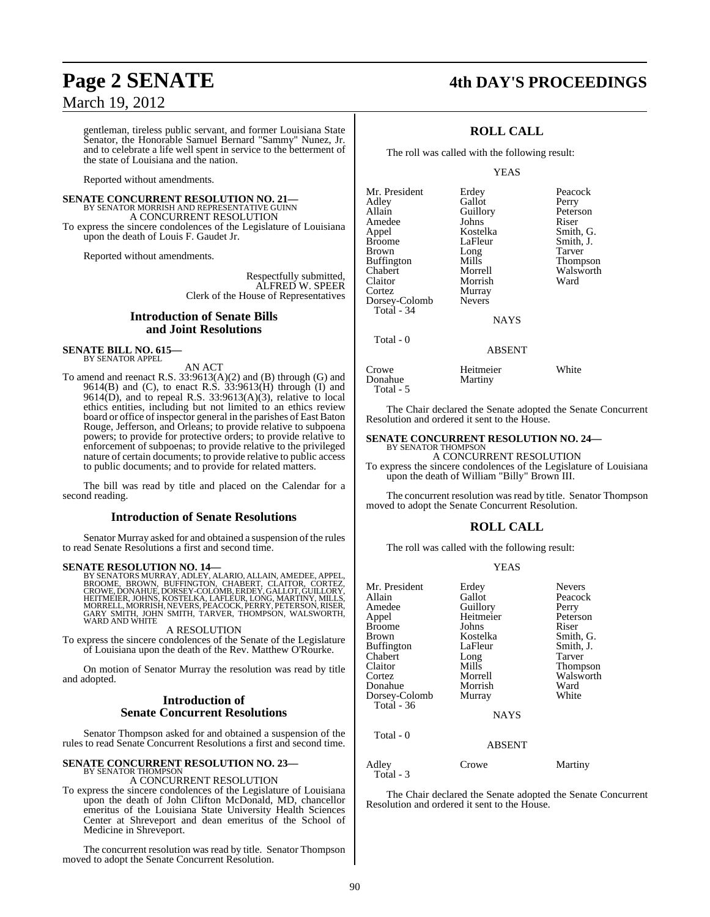gentleman, tireless public servant, and former Louisiana State Senator, the Honorable Samuel Bernard "Sammy" Nunez, Jr. and to celebrate a life well spent in service to the betterment of the state of Louisiana and the nation.

Reported without amendments.

**SENATE CONCURRENT RESOLUTION NO. 21—**
BY SENATOR MORRISH AND REPRESENTATIVE GUINN
A CONCURRENT RESOLUTION
To express the sincere condolences of the Legislature of Louisiana upon the death of Louis F. Gaudet Jr.

Reported without amendments.

Respectfully submitted,
ALFRED W. SPEER
Clerk of the House of Representatives

## Introduction of Senate Bills and Joint Resolutions

**SENATE BILL NO. 615—**
BY SENATOR APPEL
AN ACT
To amend and reenact R.S. 33:9613(A)(2) and (B) through (G) and 9614(B) and (C), to enact R.S. 33:9613(H) through (I) and 9614(D), and to repeal R.S. 33:9613(A)(3), relative to local ethics entities, including but not limited to an ethics review board or office of inspector general in the parishes of East Baton Rouge, Jefferson, and Orleans; to provide relative to subpoena powers; to provide for protective orders; to provide relative to enforcement of subpoenas; to provide relative to the privileged nature of certain documents; to provide relative to public access to public documents; and to provide for related matters.

The bill was read by title and placed on the Calendar for a second reading.

## Introduction of Senate Resolutions

Senator Murray asked for and obtained a suspension of the rules to read Senate Resolutions a first and second time.

**SENATE RESOLUTION NO. 14—**
BY SENATORS MURRAY, ADLEY, ALARIO, ALLAIN, AMEDEE, APPEL, BROOME, BROWN, BUFFINGTON, CHABERT, CLAITOR, CORTEZ, CROWE, DONAHUE, DORSEY-COLOMB, ERDEY, GALLOT, GUILLORY, HEITMEIER, JOHNS, KOSTELKA, LAFLEUR, LONG, MARTINY, MILLS, MORRELL, MORRISH, NEVERS, PEACOCK, PERRY, PETERSON, RISER, GARY SMITH, JOHN SMITH, TARVER, THOMPSON, WALSWORTH, WARD AND WHITE
A RESOLUTION
To express the sincere condolences of the Senate of the Legislature of Louisiana upon the death of the Rev. Matthew O'Rourke.

On motion of Senator Murray the resolution was read by title and adopted.

## Introduction of Senate Concurrent Resolutions

Senator Thompson asked for and obtained a suspension of the rules to read Senate Concurrent Resolutions a first and second time.

**SENATE CONCURRENT RESOLUTION NO. 23—**
BY SENATOR THOMPSON
A CONCURRENT RESOLUTION
To express the sincere condolences of the Legislature of Louisiana upon the death of John Clifton McDonald, MD, chancellor emeritus of the Louisiana State University Health Sciences Center at Shreveport and dean emeritus of the School of Medicine in Shreveport.

The concurrent resolution was read by title. Senator Thompson moved to adopt the Senate Concurrent Resolution.

### ROLL CALL

The roll was called with the following result:

YEAS

| | | |
|---|---|---|
| Mr. President | Erdey | Peacock |
| Adley | Gallot | Perry |
| Allain | Guillory | Peterson |
| Amedee | Johns | Riser |
| Appel | Kostelka | Smith, G. |
| Broome | LaFleur | Smith, J. |
| Brown | Long | Tarver |
| Buffington | Mills | Thompson |
| Chabert | Morrell | Walsworth |
| Claitor | Morrish | Ward |
| Cortez | Murray | |
| Dorsey-Colomb | Nevers | |

Total - 34

NAYS

Total - 0

ABSENT

| | | |
|---|---|---|
| Crowe | Heitmeier | White |
| Donahue | Martiny | |

Total - 5

The Chair declared the Senate adopted the Senate Concurrent Resolution and ordered it sent to the House.

**SENATE CONCURRENT RESOLUTION NO. 24—**
BY SENATOR THOMPSON
A CONCURRENT RESOLUTION
To express the sincere condolences of the Legislature of Louisiana upon the death of William "Billy" Brown III.

The concurrent resolution was read by title. Senator Thompson moved to adopt the Senate Concurrent Resolution.

### ROLL CALL

The roll was called with the following result:

YEAS

| | | |
|---|---|---|
| Mr. President | Erdey | Nevers |
| Allain | Gallot | Peacock |
| Amedee | Guillory | Perry |
| Appel | Heitmeier | Peterson |
| Broome | Johns | Riser |
| Brown | Kostelka | Smith, G. |
| Buffington | LaFleur | Smith, J. |
| Chabert | Long | Tarver |
| Claitor | Mills | Thompson |
| Cortez | Morrell | Walsworth |
| Donahue | Morrish | Ward |
| Dorsey-Colomb | Murray | White |

Total - 36

NAYS

Total - 0

ABSENT

| | | |
|---|---|---|
| Adley | Crowe | Martiny |

Total - 3

The Chair declared the Senate adopted the Senate Concurrent Resolution and ordered it sent to the House.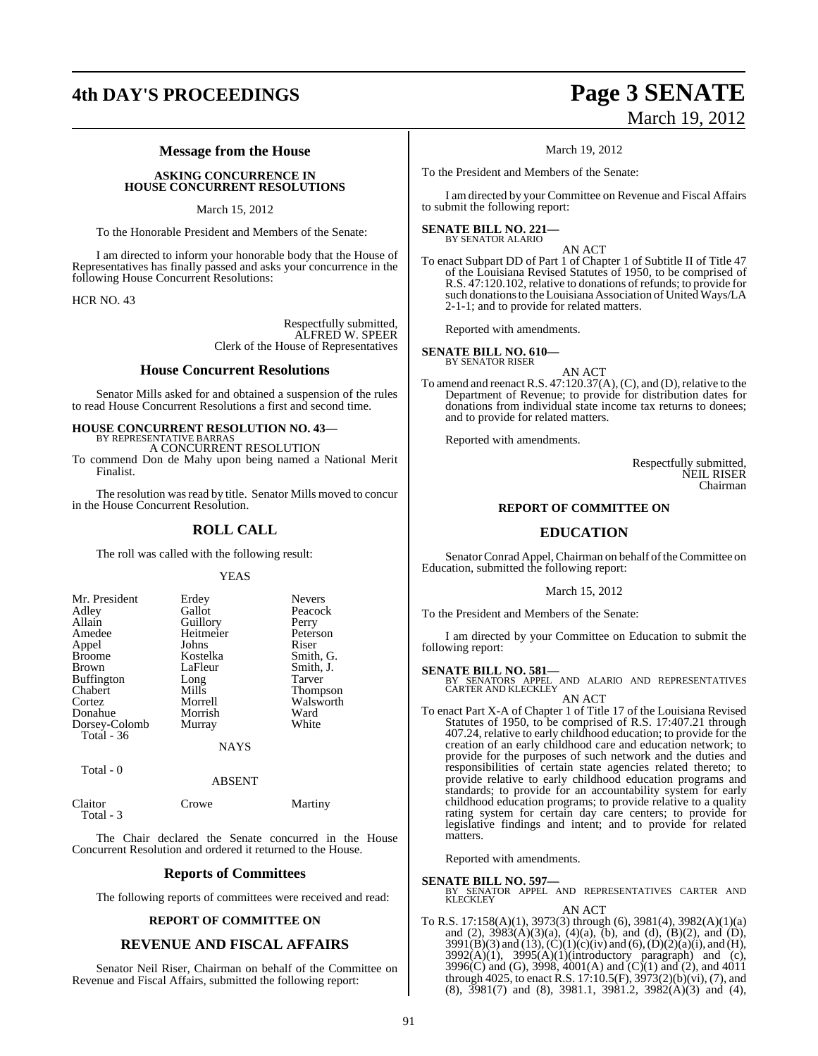## Message from the House

**ASKING CONCURRENCE IN HOUSE CONCURRENT RESOLUTIONS**

March 15, 2012

To the Honorable President and Members of the Senate:

I am directed to inform your honorable body that the House of Representatives has finally passed and asks your concurrence in the following House Concurrent Resolutions:

HCR NO. 43

Respectfully submitted,
ALFRED W. SPEER
Clerk of the House of Representatives

## House Concurrent Resolutions

Senator Mills asked for and obtained a suspension of the rules to read House Concurrent Resolutions a first and second time.

**HOUSE CONCURRENT RESOLUTION NO. 43—**
BY REPRESENTATIVE BARRAS
A CONCURRENT RESOLUTION
To commend Don de Mahy upon being named a National Merit Finalist.

The resolution was read by title. Senator Mills moved to concur in the House Concurrent Resolution.

## ROLL CALL

The roll was called with the following result:

YEAS

| | | |
|---|---|---|
| Mr. President | Erdey | Nevers |
| Adley | Gallot | Peacock |
| Allain | Guillory | Perry |
| Amedee | Heitmeier | Peterson |
| Appel | Johns | Riser |
| Broome | Kostelka | Smith, G. |
| Brown | LaFleur | Smith, J. |
| Buffington | Long | Tarver |
| Chabert | Mills | Thompson |
| Cortez | Morrell | Walsworth |
| Donahue | Morrish | Ward |
| Dorsey-Colomb | Murray | White |

Total - 36

NAYS

Total - 0

ABSENT

| | | |
|---|---|---|
| Claitor | Crowe | Martiny |

Total - 3

The Chair declared the Senate concurred in the House Concurrent Resolution and ordered it returned to the House.

## Reports of Committees

The following reports of committees were received and read:

### REPORT OF COMMITTEE ON

## REVENUE AND FISCAL AFFAIRS

Senator Neil Riser, Chairman on behalf of the Committee on Revenue and Fiscal Affairs, submitted the following report:

March 19, 2012

To the President and Members of the Senate:

I am directed by your Committee on Revenue and Fiscal Affairs to submit the following report:

**SENATE BILL NO. 221—**
BY SENATOR ALARIO
AN ACT
To enact Subpart DD of Part 1 of Chapter 1 of Subtitle II of Title 47 of the Louisiana Revised Statutes of 1950, to be comprised of R.S. 47:120.102, relative to donations of refunds; to provide for such donations to the Louisiana Association of United Ways/LA 2-1-1; and to provide for related matters.

Reported with amendments.

**SENATE BILL NO. 610—**
BY SENATOR RISER
AN ACT
To amend and reenact R.S. 47:120.37(A), (C), and (D), relative to the Department of Revenue; to provide for distribution dates for donations from individual state income tax returns to donees; and to provide for related matters.

Reported with amendments.

Respectfully submitted,
NEIL RISER
Chairman

### REPORT OF COMMITTEE ON

## EDUCATION

Senator Conrad Appel, Chairman on behalf of the Committee on Education, submitted the following report:

March 15, 2012

To the President and Members of the Senate:

I am directed by your Committee on Education to submit the following report:

**SENATE BILL NO. 581—**
BY SENATORS APPEL AND ALARIO AND REPRESENTATIVES CARTER AND KLECKLEY
AN ACT
To enact Part X-A of Chapter 1 of Title 17 of the Louisiana Revised Statutes of 1950, to be comprised of R.S. 17:407.21 through 407.24, relative to early childhood education; to provide for the creation of an early childhood care and education network; to provide for the purposes of such network and the duties and responsibilities of certain state agencies related thereto; to provide relative to early childhood education programs and standards; to provide for an accountability system for early childhood education programs; to provide relative to a quality rating system for certain day care centers; to provide for legislative findings and intent; and to provide for related matters.

Reported with amendments.

**SENATE BILL NO. 597—**
BY SENATOR APPEL AND REPRESENTATIVES CARTER AND KLECKLEY
AN ACT
To R.S. 17:158(A)(1), 3973(3) through (6), 3981(4), 3982(A)(1)(a) and (2), 3983(A)(3)(a), (4)(a), (b), and (d), (B)(2), and (D), 3991(B)(3) and (13), (C)(1)(c)(iv) and (6), (D)(2)(a)(i), and (H), 3992(A)(1), 3995(A)(1)(introductory paragraph) and (c), 3996(C) and (G), 3998, 4001(A) and (C)(1) and (2), and 4011 through 4025, to enact R.S. 17:10.5(F), 3973(2)(b)(vi), (7), and (8), 3981(7) and (8), 3981.1, 3981.2, 3982(A)(3) and (4),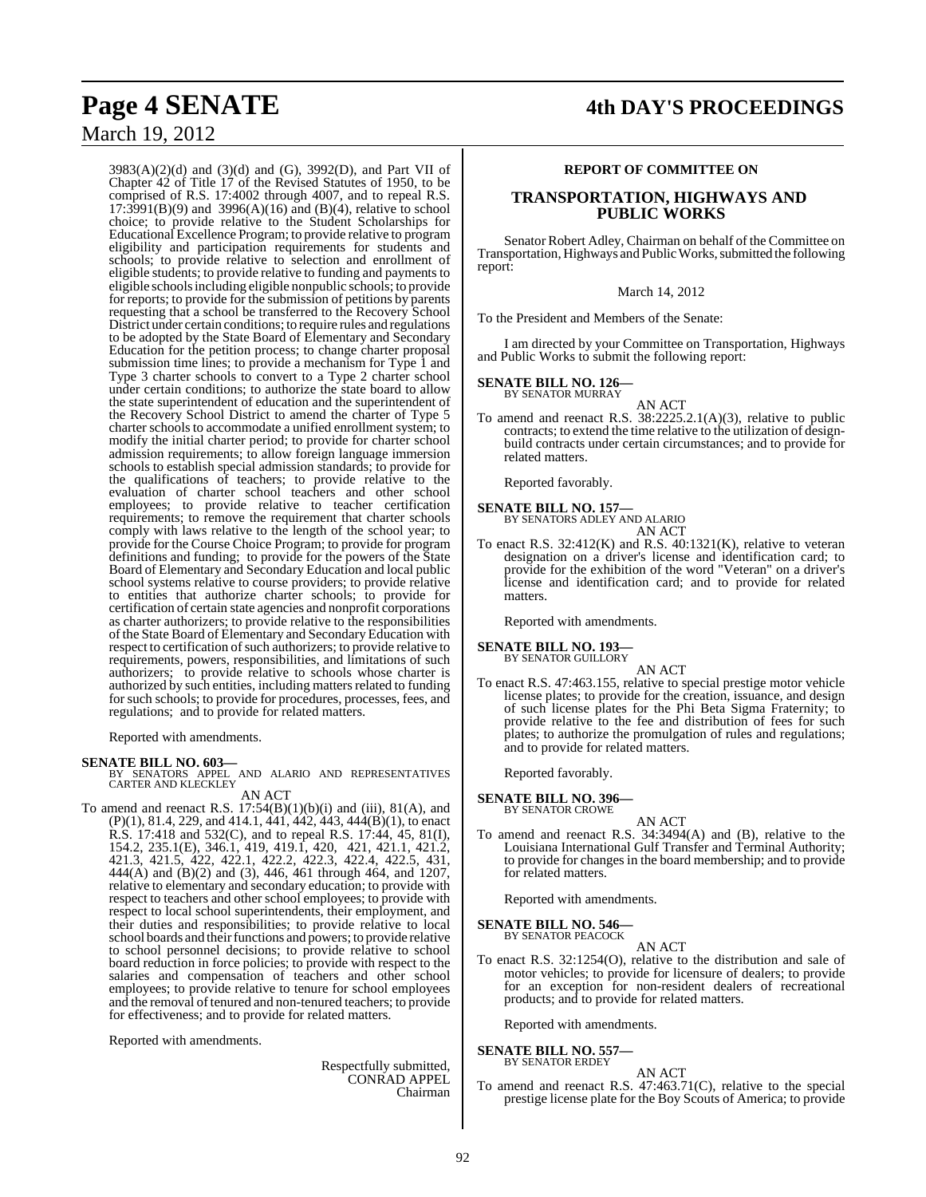3983(A)(2)(d) and (3)(d) and (G), 3992(D), and Part VII of Chapter 42 of Title 17 of the Revised Statutes of 1950, to be comprised of R.S. 17:4002 through 4007, and to repeal R.S. 17:3991(B)(9) and 3996(A)(16) and (B)(4), relative to school choice; to provide relative to the Student Scholarships for Educational Excellence Program; to provide relative to program eligibility and participation requirements for students and schools; to provide relative to selection and enrollment of eligible students; to provide relative to funding and payments to eligible schools including eligible nonpublic schools; to provide for reports; to provide for the submission of petitions by parents requesting that a school be transferred to the Recovery School District under certain conditions; to require rules and regulations to be adopted by the State Board of Elementary and Secondary Education for the petition process; to change charter proposal submission time lines; to provide a mechanism for Type 1 and Type 3 charter schools to convert to a Type 2 charter school under certain conditions; to authorize the state board to allow the state superintendent of education and the superintendent of the Recovery School District to amend the charter of Type 5 charter schools to accommodate a unified enrollment system; to modify the initial charter period; to provide for charter school admission requirements; to allow foreign language immersion schools to establish special admission standards; to provide for the qualifications of teachers; to provide relative to the evaluation of charter school teachers and other school employees; to provide relative to teacher certification requirements; to remove the requirement that charter schools comply with laws relative to the length of the school year; to provide for the Course Choice Program; to provide for program definitions and funding; to provide for the powers of the State Board of Elementary and Secondary Education and local public school systems relative to course providers; to provide relative to entities that authorize charter schools; to provide for certification of certain state agencies and nonprofit corporations as charter authorizers; to provide relative to the responsibilities of the State Board of Elementary and Secondary Education with respect to certification of such authorizers; to provide relative to requirements, powers, responsibilities, and limitations of such authorizers; to provide relative to schools whose charter is authorized by such entities, including matters related to funding for such schools; to provide for procedures, processes, fees, and regulations; and to provide for related matters.

Reported with amendments.

**SENATE BILL NO. 603—**
BY SENATORS APPEL AND ALARIO AND REPRESENTATIVES CARTER AND KLECKLEY

AN ACT

To amend and reenact R.S. 17:54(B)(1)(b)(i) and (iii), 81(A), and (P)(1), 81.4, 229, and 414.1, 441, 442, 443, 444(B)(1), to enact R.S. 17:418 and 532(C), and to repeal R.S. 17:44, 45, 81(I), 154.2, 235.1(E), 346.1, 419, 419.1, 420, 421, 421.1, 421.2, 421.3, 421.5, 422, 422.1, 422.2, 422.3, 422.4, 422.5, 431, 444(A) and (B)(2) and (3), 446, 461 through 464, and 1207, relative to elementary and secondary education; to provide with respect to teachers and other school employees; to provide with respect to local school superintendents, their employment, and their duties and responsibilities; to provide relative to local school boards and their functions and powers; to provide relative to school personnel decisions; to provide relative to school board reduction in force policies; to provide with respect to the salaries and compensation of teachers and other school employees; to provide relative to tenure for school employees and the removal of tenured and non-tenured teachers; to provide for effectiveness; and to provide for related matters.

Reported with amendments.

Respectfully submitted,
CONRAD APPEL
Chairman

## REPORT OF COMMITTEE ON

## TRANSPORTATION, HIGHWAYS AND PUBLIC WORKS

Senator Robert Adley, Chairman on behalf of the Committee on Transportation, Highways and Public Works, submitted the following report:

March 14, 2012

To the President and Members of the Senate:

I am directed by your Committee on Transportation, Highways and Public Works to submit the following report:

**SENATE BILL NO. 126—**
BY SENATOR MURRAY

AN ACT

To amend and reenact R.S. 38:2225.2.1(A)(3), relative to public contracts; to extend the time relative to the utilization of design-build contracts under certain circumstances; and to provide for related matters.

Reported favorably.

**SENATE BILL NO. 157—**
BY SENATORS ADLEY AND ALARIO

AN ACT

To enact R.S. 32:412(K) and R.S. 40:1321(K), relative to veteran designation on a driver's license and identification card; to provide for the exhibition of the word "Veteran" on a driver's license and identification card; and to provide for related matters.

Reported with amendments.

**SENATE BILL NO. 193—**
BY SENATOR GUILLORY

AN ACT

To enact R.S. 47:463.155, relative to special prestige motor vehicle license plates; to provide for the creation, issuance, and design of such license plates for the Phi Beta Sigma Fraternity; to provide relative to the fee and distribution of fees for such plates; to authorize the promulgation of rules and regulations; and to provide for related matters.

Reported favorably.

**SENATE BILL NO. 396—**
BY SENATOR CROWE

AN ACT

To amend and reenact R.S. 34:3494(A) and (B), relative to the Louisiana International Gulf Transfer and Terminal Authority; to provide for changes in the board membership; and to provide for related matters.

Reported with amendments.

**SENATE BILL NO. 546—**
BY SENATOR PEACOCK

AN ACT

To enact R.S. 32:1254(O), relative to the distribution and sale of motor vehicles; to provide for licensure of dealers; to provide for an exception for non-resident dealers of recreational products; and to provide for related matters.

Reported with amendments.

**SENATE BILL NO. 557—**
BY SENATOR ERDEY

AN ACT

To amend and reenact R.S. 47:463.71(C), relative to the special prestige license plate for the Boy Scouts of America; to provide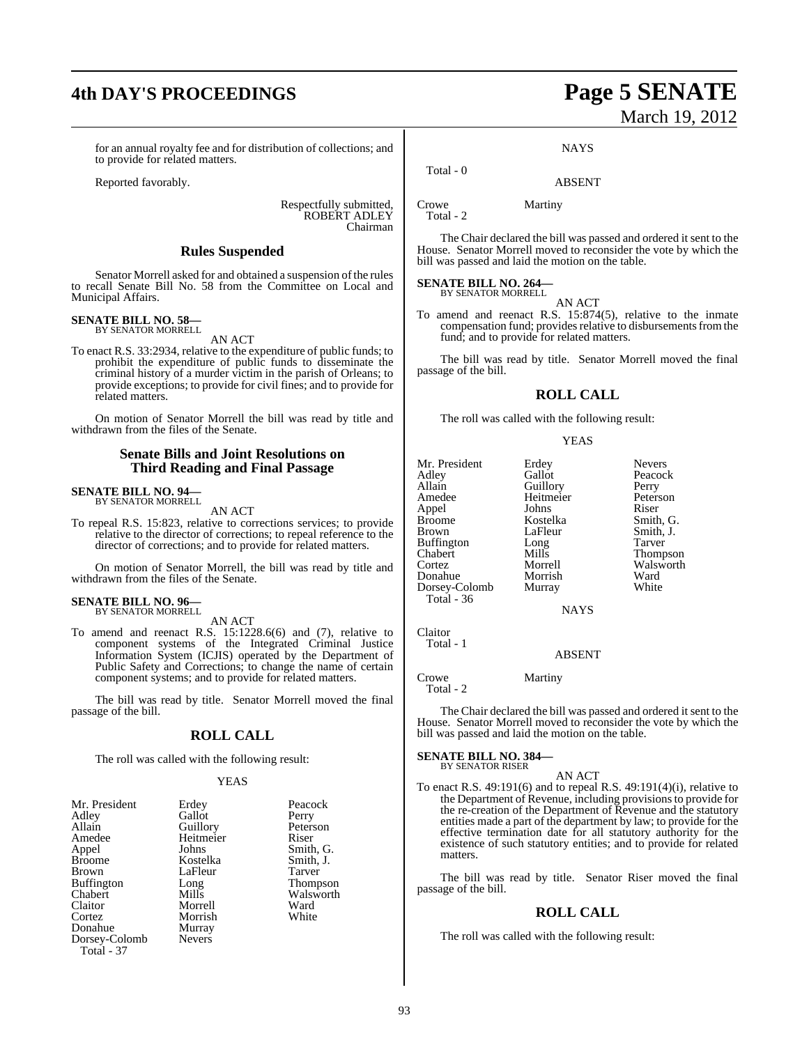for an annual royalty fee and for distribution of collections; and to provide for related matters.

Reported favorably.

Respectfully submitted,
ROBERT ADLEY
Chairman

## Rules Suspended

Senator Morrell asked for and obtained a suspension of the rules to recall Senate Bill No. 58 from the Committee on Local and Municipal Affairs.

**SENATE BILL NO. 58—**
BY SENATOR MORRELL

AN ACT

To enact R.S. 33:2934, relative to the expenditure of public funds; to prohibit the expenditure of public funds to disseminate the criminal history of a murder victim in the parish of Orleans; to provide exceptions; to provide for civil fines; and to provide for related matters.

On motion of Senator Morrell the bill was read by title and withdrawn from the files of the Senate.

## Senate Bills and Joint Resolutions on Third Reading and Final Passage

**SENATE BILL NO. 94—**
BY SENATOR MORRELL

AN ACT

To repeal R.S. 15:823, relative to corrections services; to provide relative to the director of corrections; to repeal reference to the director of corrections; and to provide for related matters.

On motion of Senator Morrell, the bill was read by title and withdrawn from the files of the Senate.

**SENATE BILL NO. 96—**
BY SENATOR MORRELL

AN ACT

To amend and reenact R.S. 15:1228.6(6) and (7), relative to component systems of the Integrated Criminal Justice Information System (ICJIS) operated by the Department of Public Safety and Corrections; to change the name of certain component systems; and to provide for related matters.

The bill was read by title. Senator Morrell moved the final passage of the bill.

## ROLL CALL

The roll was called with the following result:

YEAS

| | | |
|---|---|---|
| Mr. President | Erdey | Peacock |
| Adley | Gallot | Perry |
| Allain | Guillory | Peterson |
| Amedee | Heitmeier | Riser |
| Appel | Johns | Smith, G. |
| Broome | Kostelka | Smith, J. |
| Brown | LaFleur | Tarver |
| Buffington | Long | Thompson |
| Chabert | Mills | Walsworth |
| Claitor | Morrell | Ward |
| Cortez | Morrish | White |
| Donahue | Murray | |
| Dorsey-Colomb | Nevers | |

Total - 37

NAYS

Total - 0

ABSENT

Crowe Martiny

Total - 2

The Chair declared the bill was passed and ordered it sent to the House. Senator Morrell moved to reconsider the vote by which the bill was passed and laid the motion on the table.

**SENATE BILL NO. 264—**
BY SENATOR MORRELL

AN ACT

To amend and reenact R.S. 15:874(5), relative to the inmate compensation fund; provides relative to disbursements from the fund; and to provide for related matters.

The bill was read by title. Senator Morrell moved the final passage of the bill.

## ROLL CALL

The roll was called with the following result:

YEAS

| | | |
|---|---|---|
| Mr. President | Erdey | Nevers |
| Adley | Gallot | Peacock |
| Allain | Guillory | Perry |
| Amedee | Heitmeier | Peterson |
| Appel | Johns | Riser |
| Broome | Kostelka | Smith, G. |
| Brown | LaFleur | Smith, J. |
| Buffington | Long | Tarver |
| Chabert | Mills | Thompson |
| Cortez | Morrell | Walsworth |
| Donahue | Morrish | Ward |
| Dorsey-Colomb | Murray | White |

Total - 36

NAYS

Claitor

Total - 1

ABSENT

Crowe Martiny

Total - 2

The Chair declared the bill was passed and ordered it sent to the House. Senator Morrell moved to reconsider the vote by which the bill was passed and laid the motion on the table.

**SENATE BILL NO. 384—**
BY SENATOR RISER

AN ACT

To enact R.S. 49:191(6) and to repeal R.S. 49:191(4)(i), relative to the Department of Revenue, including provisions to provide for the re-creation of the Department of Revenue and the statutory entities made a part of the department by law; to provide for the effective termination date for all statutory authority for the existence of such statutory entities; and to provide for related matters.

The bill was read by title. Senator Riser moved the final passage of the bill.

## ROLL CALL

The roll was called with the following result: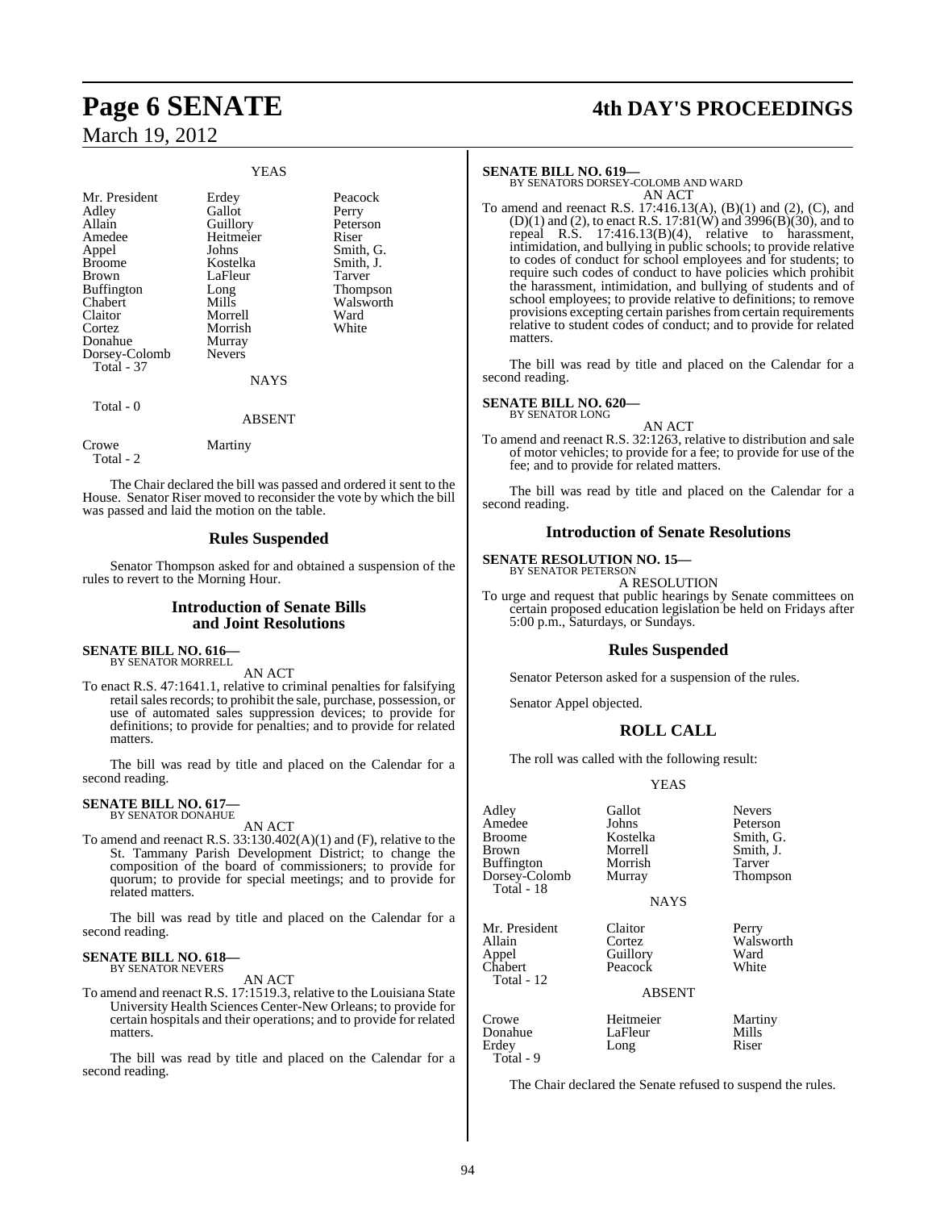YEAS

| | | |
|---|---|---|
| Mr. President | Erdey | Peacock |
| Adley | Gallot | Perry |
| Allain | Guillory | Peterson |
| Amedee | Heitmeier | Riser |
| Appel | Johns | Smith, G. |
| Broome | Kostelka | Smith, J. |
| Brown | LaFleur | Tarver |
| Buffington | Long | Thompson |
| Chabert | Mills | Walsworth |
| Claitor | Morrell | Ward |
| Cortez | Morrish | White |
| Donahue | Murray | |
| Dorsey-Colomb | Nevers | |
| Total - 37 | | |

NAYS

Total - 0

ABSENT

| | |
|---|---|
| Crowe | Martiny |
| Total - 2 | |

The Chair declared the bill was passed and ordered it sent to the House. Senator Riser moved to reconsider the vote by which the bill was passed and laid the motion on the table.

## Rules Suspended

Senator Thompson asked for and obtained a suspension of the rules to revert to the Morning Hour.

## Introduction of Senate Bills and Joint Resolutions

**SENATE BILL NO. 616—**
BY SENATOR MORRELL

AN ACT

To enact R.S. 47:1641.1, relative to criminal penalties for falsifying retail sales records; to prohibit the sale, purchase, possession, or use of automated sales suppression devices; to provide for definitions; to provide for penalties; and to provide for related matters.

The bill was read by title and placed on the Calendar for a second reading.

**SENATE BILL NO. 617—**
BY SENATOR DONAHUE

AN ACT

To amend and reenact R.S. 33:130.402(A)(1) and (F), relative to the St. Tammany Parish Development District; to change the composition of the board of commissioners; to provide for quorum; to provide for special meetings; and to provide for related matters.

The bill was read by title and placed on the Calendar for a second reading.

**SENATE BILL NO. 618—**
BY SENATOR NEVERS

AN ACT

To amend and reenact R.S. 17:1519.3, relative to the Louisiana State University Health Sciences Center-New Orleans; to provide for certain hospitals and their operations; and to provide for related matters.

The bill was read by title and placed on the Calendar for a second reading.

**SENATE BILL NO. 619—**
BY SENATORS DORSEY-COLOMB AND WARD

AN ACT

To amend and reenact R.S. 17:416.13(A), (B)(1) and (2), (C), and (D)(1) and (2), to enact R.S. 17:81(W) and 3996(B)(30), and to repeal R.S. 17:416.13(B)(4), relative to harassment, intimidation, and bullying in public schools; to provide relative to codes of conduct for school employees and for students; to require such codes of conduct to have policies which prohibit the harassment, intimidation, and bullying of students and of school employees; to provide relative to definitions; to remove provisions excepting certain parishes from certain requirements relative to student codes of conduct; and to provide for related matters.

The bill was read by title and placed on the Calendar for a second reading.

**SENATE BILL NO. 620—**
BY SENATOR LONG

AN ACT

To amend and reenact R.S. 32:1263, relative to distribution and sale of motor vehicles; to provide for a fee; to provide for use of the fee; and to provide for related matters.

The bill was read by title and placed on the Calendar for a second reading.

## Introduction of Senate Resolutions

**SENATE RESOLUTION NO. 15—**
BY SENATOR PETERSON

A RESOLUTION

To urge and request that public hearings by Senate committees on certain proposed education legislation be held on Fridays after 5:00 p.m., Saturdays, or Sundays.

## Rules Suspended

Senator Peterson asked for a suspension of the rules.

Senator Appel objected.

## ROLL CALL

The roll was called with the following result:

YEAS

| | | |
|---|---|---|
| Adley | Gallot | Nevers |
| Amedee | Johns | Peterson |
| Broome | Kostelka | Smith, G. |
| Brown | Morrell | Smith, J. |
| Buffington | Morrish | Tarver |
| Dorsey-Colomb | Murray | Thompson |
| Total - 18 | | |

NAYS

| | | |
|---|---|---|
| Mr. President | Claitor | Perry |
| Allain | Cortez | Walsworth |
| Appel | Guillory | Ward |
| Chabert | Peacock | White |
| Total - 12 | | |

ABSENT

| | | |
|---|---|---|
| Crowe | Heitmeier | Martiny |
| Donahue | LaFleur | Mills |
| Erdey | Long | Riser |
| Total - 9 | | |

The Chair declared the Senate refused to suspend the rules.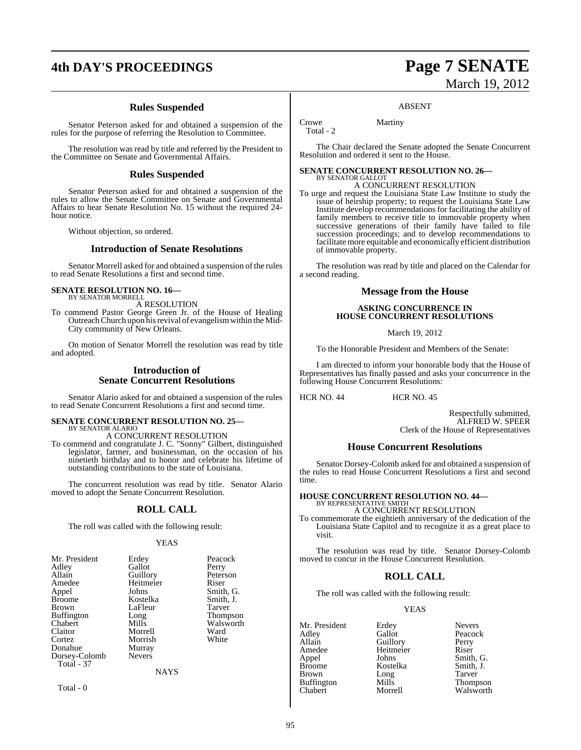## Rules Suspended

Senator Peterson asked for and obtained a suspension of the rules for the purpose of referring the Resolution to Committee.

The resolution was read by title and referred by the President to the Committee on Senate and Governmental Affairs.

## Rules Suspended

Senator Peterson asked for and obtained a suspension of the rules to allow the Senate Committee on Senate and Governmental Affairs to hear Senate Resolution No. 15 without the required 24-hour notice.

Without objection, so ordered.

## Introduction of Senate Resolutions

Senator Morrell asked for and obtained a suspension of the rules to read Senate Resolutions a first and second time.

**SENATE RESOLUTION NO. 16—**
BY SENATOR MORRELL
A RESOLUTION

To commend Pastor George Green Jr. of the House of Healing Outreach Church upon his revival of evangelism within the Mid-City community of New Orleans.

On motion of Senator Morrell the resolution was read by title and adopted.

## Introduction of Senate Concurrent Resolutions

Senator Alario asked for and obtained a suspension of the rules to read Senate Concurrent Resolutions a first and second time.

**SENATE CONCURRENT RESOLUTION NO. 25—**
BY SENATOR ALARIO
A CONCURRENT RESOLUTION

To commend and congratulate J. C. "Sonny" Gilbert, distinguished legislator, farmer, and businessman, on the occasion of his ninetieth birthday and to honor and celebrate his lifetime of outstanding contributions to the state of Louisiana.

The concurrent resolution was read by title. Senator Alario moved to adopt the Senate Concurrent Resolution.

## ROLL CALL

The roll was called with the following result:

YEAS

| | | |
|---|---|---|
| Mr. President | Erdey | Peacock |
| Adley | Gallot | Perry |
| Allain | Guillory | Peterson |
| Amedee | Heitmeier | Riser |
| Appel | Johns | Smith, G. |
| Broome | Kostelka | Smith, J. |
| Brown | LaFleur | Tarver |
| Buffington | Long | Thompson |
| Chabert | Mills | Walsworth |
| Claitor | Morrell | Ward |
| Cortez | Morrish | White |
| Donahue | Murray | |
| Dorsey-Colomb | Nevers | |

Total - 37

NAYS

Total - 0

ABSENT

Crowe Martiny
Total - 2

The Chair declared the Senate adopted the Senate Concurrent Resolution and ordered it sent to the House.

**SENATE CONCURRENT RESOLUTION NO. 26—**
BY SENATOR GALLOT
A CONCURRENT RESOLUTION

To urge and request the Louisiana State Law Institute to study the issue of heirship property; to request the Louisiana State Law Institute develop recommendations for facilitating the ability of family members to receive title to immovable property when successive generations of their family have failed to file succession proceedings; and to develop recommendations to facilitate more equitable and economically efficient distribution of immovable property.

The resolution was read by title and placed on the Calendar for a second reading.

## Message from the House

**ASKING CONCURRENCE IN HOUSE CONCURRENT RESOLUTIONS**

March 19, 2012

To the Honorable President and Members of the Senate:

I am directed to inform your honorable body that the House of Representatives has finally passed and asks your concurrence in the following House Concurrent Resolutions:

HCR NO. 44 HCR NO. 45

Respectfully submitted,
ALFRED W. SPEER
Clerk of the House of Representatives

## House Concurrent Resolutions

Senator Dorsey-Colomb asked for and obtained a suspension of the rules to read House Concurrent Resolutions a first and second time.

**HOUSE CONCURRENT RESOLUTION NO. 44—**
BY REPRESENTATIVE SMITH
A CONCURRENT RESOLUTION

To commemorate the eightieth anniversary of the dedication of the Louisiana State Capitol and to recognize it as a great place to visit.

The resolution was read by title. Senator Dorsey-Colomb moved to concur in the House Concurrent Resolution.

## ROLL CALL

The roll was called with the following result:

YEAS

| | | |
|---|---|---|
| Mr. President | Erdey | Nevers |
| Adley | Gallot | Peacock |
| Allain | Guillory | Perry |
| Amedee | Heitmeier | Riser |
| Appel | Johns | Smith, G. |
| Broome | Kostelka | Smith, J. |
| Brown | Long | Tarver |
| Buffington | Mills | Thompson |
| Chabert | Morrell | Walsworth |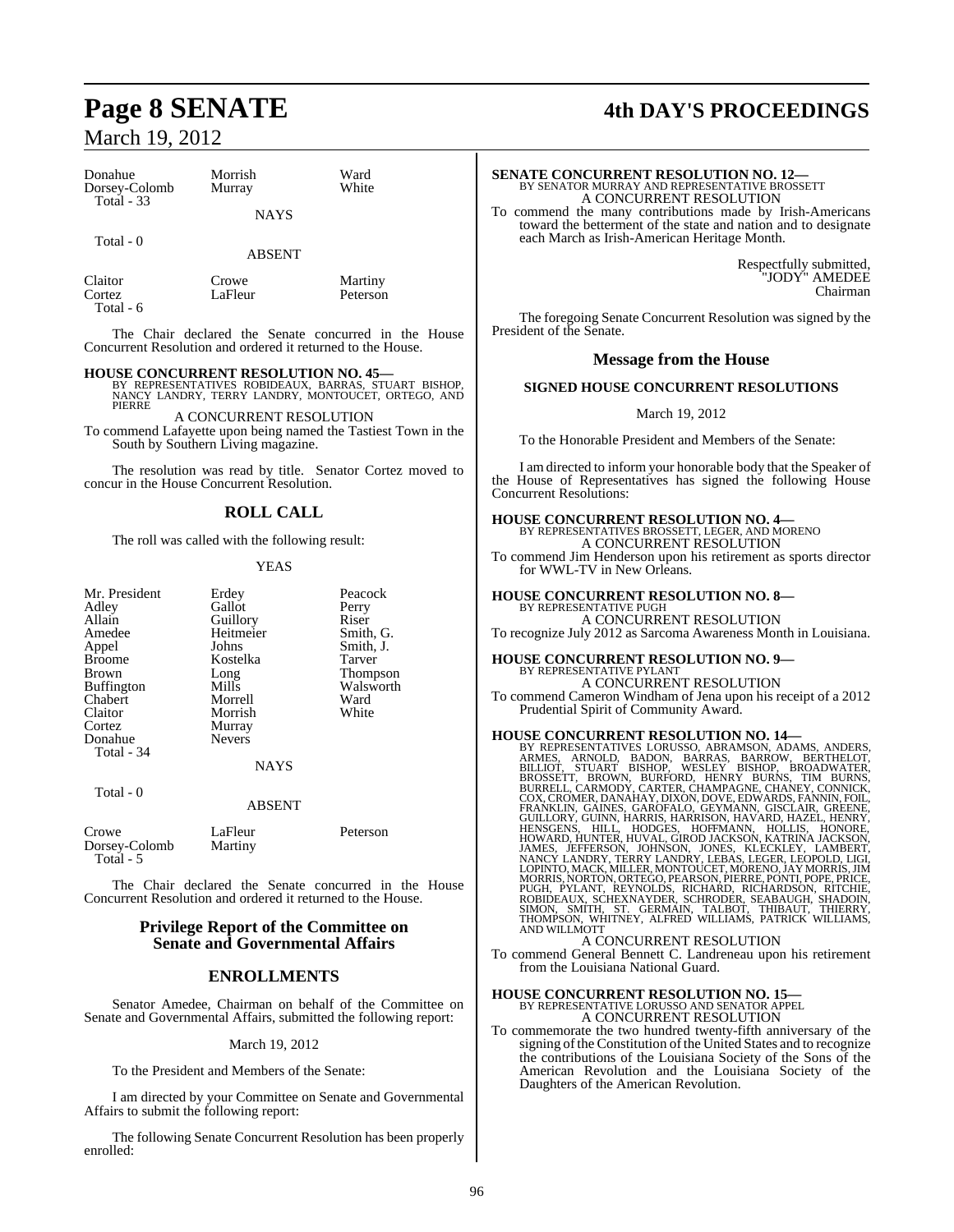| | | |
|---|---|---|
| Donahue | Morrish | Ward |
| Dorsey-Colomb | Murray | White |
| Total - 33 | | |

NAYS

Total - 0

ABSENT

| | | |
|---|---|---|
| Claitor | Crowe | Martiny |
| Cortez | LaFleur | Peterson |
| Total - 6 | | |

The Chair declared the Senate concurred in the House Concurrent Resolution and ordered it returned to the House.

**HOUSE CONCURRENT RESOLUTION NO. 45—**
BY REPRESENTATIVES ROBIDEAUX, BARRAS, STUART BISHOP, NANCY LANDRY, TERRY LANDRY, MONTOUCET, ORTEGO, AND PIERRE

A CONCURRENT RESOLUTION

To commend Lafayette upon being named the Tastiest Town in the South by Southern Living magazine.

The resolution was read by title. Senator Cortez moved to concur in the House Concurrent Resolution.

## ROLL CALL

The roll was called with the following result:

YEAS

| | | |
|---|---|---|
| Mr. President | Erdey | Peacock |
| Adley | Gallot | Perry |
| Allain | Guillory | Riser |
| Amedee | Heitmeier | Smith, G. |
| Appel | Johns | Smith, J. |
| Broome | Kostelka | Tarver |
| Brown | Long | Thompson |
| Buffington | Mills | Walsworth |
| Chabert | Morrell | Ward |
| Claitor | Morrish | White |
| Cortez | Murray | |
| Donahue | Nevers | |
| Total - 34 | | |

NAYS

Total - 0

ABSENT

| | | |
|---|---|---|
| Crowe | LaFleur | Peterson |
| Dorsey-Colomb | Martiny | |
| Total - 5 | | |

The Chair declared the Senate concurred in the House Concurrent Resolution and ordered it returned to the House.

## Privilege Report of the Committee on Senate and Governmental Affairs

## ENROLLMENTS

Senator Amedee, Chairman on behalf of the Committee on Senate and Governmental Affairs, submitted the following report:

March 19, 2012

To the President and Members of the Senate:

I am directed by your Committee on Senate and Governmental Affairs to submit the following report:

The following Senate Concurrent Resolution has been properly enrolled:

**SENATE CONCURRENT RESOLUTION NO. 12—**
BY SENATOR MURRAY AND REPRESENTATIVE BROSSETT

A CONCURRENT RESOLUTION

To commend the many contributions made by Irish-Americans toward the betterment of the state and nation and to designate each March as Irish-American Heritage Month.

Respectfully submitted,
"JODY" AMEDEE
Chairman

The foregoing Senate Concurrent Resolution was signed by the President of the Senate.

## Message from the House

### SIGNED HOUSE CONCURRENT RESOLUTIONS

March 19, 2012

To the Honorable President and Members of the Senate:

I am directed to inform your honorable body that the Speaker of the House of Representatives has signed the following House Concurrent Resolutions:

**HOUSE CONCURRENT RESOLUTION NO. 4—**
BY REPRESENTATIVES BROSSETT, LEGER, AND MORENO

A CONCURRENT RESOLUTION

To commend Jim Henderson upon his retirement as sports director for WWL-TV in New Orleans.

**HOUSE CONCURRENT RESOLUTION NO. 8—**
BY REPRESENTATIVE PUGH

A CONCURRENT RESOLUTION

To recognize July 2012 as Sarcoma Awareness Month in Louisiana.

**HOUSE CONCURRENT RESOLUTION NO. 9—**
BY REPRESENTATIVE PYLANT

A CONCURRENT RESOLUTION

To commend Cameron Windham of Jena upon his receipt of a 2012 Prudential Spirit of Community Award.

**HOUSE CONCURRENT RESOLUTION NO. 14—**
BY REPRESENTATIVES LORUSSO, ABRAMSON, ADAMS, ANDERS, ARMES, ARNOLD, BADON, BARRAS, BARROW, BERTHELOT, BILLIOT, STUART BISHOP, WESLEY BISHOP, BROADWATER, BROSSETT, BROWN, BURFORD, HENRY BURNS, TIM BURNS, BURRELL, CARMODY, CARTER, CHAMPAGNE, CHANEY, CONNICK, COX, CROMER, DANAHAY, DIXON, DOVE, EDWARDS, FANNIN, FOIL, FRANKLIN, GAINES, GAROFALO, GEYMANN, GISCLAIR, GREENE, GUILLORY, GUINN, HARRIS, HARRISON, HAVARD, HAZEL, HENRY, HENSGENS, HILL, HODGES, HOFFMANN, HOLLIS, HONORE, HOWARD, HUNTER, HUVAL, GIROD JACKSON, KATRINA JACKSON, JAMES, JEFFERSON, JOHNSON, JONES, KLECKLEY, LAMBERT, NANCY LANDRY, TERRY LANDRY, LEBAS, LEGER, LEOPOLD, LIGI, LOPINTO, MACK, MILLER, MONTOUCET, MORENO, JAY MORRIS, JIM MORRIS, NORTON, ORTEGO, PEARSON, PIERRE, PONTI, POPE, PRICE, PUGH, PYLANT, REYNOLDS, RICHARD, RICHARDSON, RITCHIE, ROBIDEAUX, SCHEXNAYDER, SCHRODER, SEABAUGH, SHADOIN, SIMON, SMITH, ST. GERMAIN, TALBOT, THIBAUT, THIERRY, THOMPSON, WHITNEY, ALFRED WILLIAMS, PATRICK WILLIAMS, AND WILLMOTT

A CONCURRENT RESOLUTION

To commend General Bennett C. Landreneau upon his retirement from the Louisiana National Guard.

**HOUSE CONCURRENT RESOLUTION NO. 15—**
BY REPRESENTATIVE LORUSSO AND SENATOR APPEL

A CONCURRENT RESOLUTION

To commemorate the two hundred twenty-fifth anniversary of the signing of the Constitution of the United States and to recognize the contributions of the Louisiana Society of the Sons of the American Revolution and the Louisiana Society of the Daughters of the American Revolution.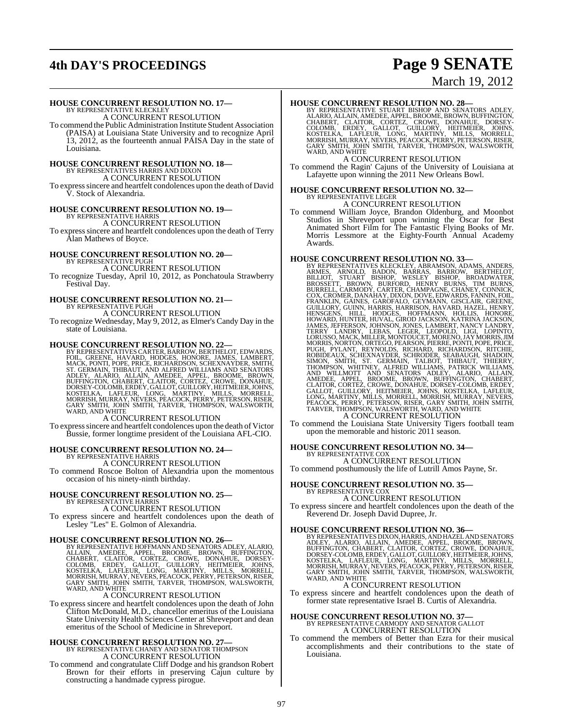**HOUSE CONCURRENT RESOLUTION NO. 17—**
BY REPRESENTATIVE KLECKLEY
A CONCURRENT RESOLUTION

To commend the Public Administration Institute Student Association (PAISA) at Louisiana State University and to recognize April 13, 2012, as the fourteenth annual PAISA Day in the state of Louisiana.

**HOUSE CONCURRENT RESOLUTION NO. 18—**
BY REPRESENTATIVES HARRIS AND DIXON
A CONCURRENT RESOLUTION

To express sincere and heartfelt condolences upon the death of David V. Stock of Alexandria.

**HOUSE CONCURRENT RESOLUTION NO. 19—**
BY REPRESENTATIVE HARRIS
A CONCURRENT RESOLUTION

To express sincere and heartfelt condolences upon the death of Terry Alan Mathews of Boyce.

**HOUSE CONCURRENT RESOLUTION NO. 20—**
BY REPRESENTATIVE PUGH
A CONCURRENT RESOLUTION

To recognize Tuesday, April 10, 2012, as Ponchatoula Strawberry Festival Day.

**HOUSE CONCURRENT RESOLUTION NO. 21—**
BY REPRESENTATIVE PUGH
A CONCURRENT RESOLUTION

To recognize Wednesday, May 9, 2012, as Elmer's Candy Day in the state of Louisiana.

**HOUSE CONCURRENT RESOLUTION NO. 22—**
BY REPRESENTATIVES CARTER, BARROW, BERTHELOT, EDWARDS, FOIL, GREENE, HAVARD, HODGES, HONORE, JAMES, LAMBERT, MACK, PONTI, POPE, PRICE, RICHARDSON, SCHEXNAYDER, SMITH, ST. GERMAIN, THIBAUT, AND ALFRED WILLIAMS AND SENATORS ADLEY, ALARIO, ALLAIN, AMEDEE, APPEL, BROOME, BROWN, BUFFINGTON, CHABERT, CLAITOR, CORTEZ, CROWE, DONAHUE, DORSEY-COLOMB, ERDEY, GALLOT, GUILLORY, HEITMEIER, JOHNS, KOSTELKA, LAFLEUR, LONG, MARTINY, MILLS, MORRELL, MORRISH, MURRAY, NEVERS, PEACOCK, PERRY, PETERSON, RISER, GARY SMITH, JOHN SMITH, TARVER, THOMPSON, WALSWORTH, WARD, AND WHITE
A CONCURRENT RESOLUTION

To express sincere and heartfelt condolences upon the death of Victor Bussie, former longtime president of the Louisiana AFL-CIO.

**HOUSE CONCURRENT RESOLUTION NO. 24—**
BY REPRESENTATIVE HARRIS
A CONCURRENT RESOLUTION

To commend Roscoe Bolton of Alexandria upon the momentous occasion of his ninety-ninth birthday.

**HOUSE CONCURRENT RESOLUTION NO. 25—**
BY REPRESENTATIVE HARRIS
A CONCURRENT RESOLUTION

To express sincere and heartfelt condolences upon the death of Lesley "Les" E. Golmon of Alexandria.

**HOUSE CONCURRENT RESOLUTION NO. 26—**
BY REPRESENTATIVE HOFFMANN AND SENATORS ADLEY, ALARIO, ALLAIN, AMEDEE, APPEL, BROOME, BROWN, BUFFINGTON, CHABERT, CLAITOR, CORTEZ, CROWE, DONAHUE, DORSEY-COLOMB, ERDEY, GALLOT, GUILLORY, HEITMEIER, JOHNS, KOSTELKA, LAFLEUR, LONG, MARTINY, MILLS, MORRELL, MORRISH, MURRAY, NEVERS, PEACOCK, PERRY, PETERSON, RISER, GARY SMITH, JOHN SMITH, TARVER, THOMPSON, WALSWORTH, WARD, AND WHITE
A CONCURRENT RESOLUTION

To express sincere and heartfelt condolences upon the death of John Clifton McDonald, M.D., chancellor emeritus of the Louisiana State University Health Sciences Center at Shreveport and dean emeritus of the School of Medicine in Shreveport.

**HOUSE CONCURRENT RESOLUTION NO. 27—**
BY REPRESENTATIVE CHANEY AND SENATOR THOMPSON
A CONCURRENT RESOLUTION

To commend and congratulate Cliff Dodge and his grandson Robert Brown for their efforts in preserving Cajun culture by constructing a handmade cypress pirogue.

**HOUSE CONCURRENT RESOLUTION NO. 28—**
BY REPRESENTATIVE STUART BISHOP AND SENATORS ADLEY, ALARIO, ALLAIN, AMEDEE, APPEL, BROOME, BROWN, BUFFINGTON, CHABERT, CLAITOR, CORTEZ, CROWE, DONAHUE, DORSEY-COLOMB, ERDEY, GALLOT, GUILLORY, HEITMEIER, JOHNS, KOSTELKA, LAFLEUR, LONG, MARTINY, MILLS, MORRELL, MORRISH, MURRAY, NEVERS, PEACOCK, PERRY, PETERSON, RISER, GARY SMITH, JOHN SMITH, TARVER, THOMPSON, WALSWORTH, WARD, AND WHITE
A CONCURRENT RESOLUTION

To commend the Ragin' Cajuns of the University of Louisiana at Lafayette upon winning the 2011 New Orleans Bowl.

**HOUSE CONCURRENT RESOLUTION NO. 32—**
BY REPRESENTATIVE LEGER
A CONCURRENT RESOLUTION

To commend William Joyce, Brandon Oldenburg, and Moonbot Studios in Shreveport upon winning the Oscar for Best Animated Short Film for The Fantastic Flying Books of Mr. Morris Lessmore at the Eighty-Fourth Annual Academy Awards.

**HOUSE CONCURRENT RESOLUTION NO. 33—**
BY REPRESENTATIVES KLECKLEY, ABRAMSON, ADAMS, ANDERS, ARMES, ARNOLD, BADON, BARRAS, BARROW, BERTHELOT, BILLIOT, STUART BISHOP, WESLEY BISHOP, BROADWATER, BROSSETT, BROWN, BURFORD, HENRY BURNS, TIM BURNS, BURRELL, CARMODY, CARTER, CHAMPAGNE, CHANEY, CONNICK, COX, CROMER, DANAHAY, DIXON, DOVE, EDWARDS, FANNIN, FOIL, FRANKLIN, GAINES, GAROFALO, GEYMANN, GISCLAIR, GREENE, GUILLORY, GUINN, HARRIS, HARRISON, HAVARD, HAZEL, HENRY, HENSGENS, HILL, HODGES, HOFFMANN, HOLLIS, HONORE, HOWARD, HUNTER, HUVAL, GIROD JACKSON, KATRINA JACKSON, JAMES, JEFFERSON, JOHNSON, JONES, LAMBERT, NANCY LANDRY, TERRY LANDRY, LEBAS, LEGER, LEOPOLD, LIGI, LOPINTO, LORUSSO, MACK, MILLER, MONTOUCET, MORENO, JAY MORRIS, JIM MORRIS, NORTON, ORTEGO, PEARSON, PIERRE, PONTI, POPE, PRICE, PUGH, PYLANT, REYNOLDS, RICHARD, RICHARDSON, RITCHIE, ROBIDEAUX, SCHEXNAYDER, SCHRODER, SEABAUGH, SHADOIN, SIMON, SMITH, ST. GERMAIN, TALBOT, THIBAUT, THIERRY, THOMPSON, WHITNEY, ALFRED WILLIAMS, PATRICK WILLIAMS, AND WILLMOTT AND SENATORS ADLEY, ALARIO, ALLAIN, AMEDEE, APPEL, BROOME, BROWN, BUFFINGTON, CHABERT, CLAITOR, CORTEZ, CROWE, DONAHUE, DORSEY-COLOMB, ERDEY, GALLOT, GUILLORY, HEITMEIER, JOHNS, KOSTELKA, LAFLEUR, LONG, MARTINY, MILLS, MORRELL, MORRISH, MURRAY, NEVERS, PEACOCK, PERRY, PETERSON, RISER, GARY SMITH, JOHN SMITH, TARVER, THOMPSON, WALSWORTH, WARD, AND WHITE
A CONCURRENT RESOLUTION

To commend the Louisiana State University Tigers football team upon the memorable and historic 2011 season.

**HOUSE CONCURRENT RESOLUTION NO. 34—**
BY REPRESENTATIVE COX
A CONCURRENT RESOLUTION

To commend posthumously the life of Lutrill Amos Payne, Sr.

**HOUSE CONCURRENT RESOLUTION NO. 35—**
BY REPRESENTATIVE COX
A CONCURRENT RESOLUTION

To express sincere and heartfelt condolences upon the death of the Reverend Dr. Joseph David Dupree, Jr.

**HOUSE CONCURRENT RESOLUTION NO. 36—**
BY REPRESENTATIVES DIXON, HARRIS, AND HAZEL AND SENATORS ADLEY, ALARIO, ALLAIN, AMEDEE, APPEL, BROOME, BROWN, BUFFINGTON, CHABERT, CLAITOR, CORTEZ, CROWE, DONAHUE, DORSEY-COLOMB, ERDEY, GALLOT, GUILLORY, HEITMEIER, JOHNS, KOSTELKA, LAFLEUR, LONG, MARTINY, MILLS, MORRELL, MORRISH, MURRAY, NEVERS, PEACOCK, PERRY, PETERSON, RISER, GARY SMITH, JOHN SMITH, TARVER, THOMPSON, WALSWORTH, WARD, AND WHITE
A CONCURRENT RESOLUTION

To express sincere and heartfelt condolences upon the death of former state representative Israel B. Curtis of Alexandria.

**HOUSE CONCURRENT RESOLUTION NO. 37—**
BY REPRESENTATIVE CARMODY AND SENATOR GALLOT
A CONCURRENT RESOLUTION

To commend the members of Better than Ezra for their musical accomplishments and their contributions to the state of Louisiana.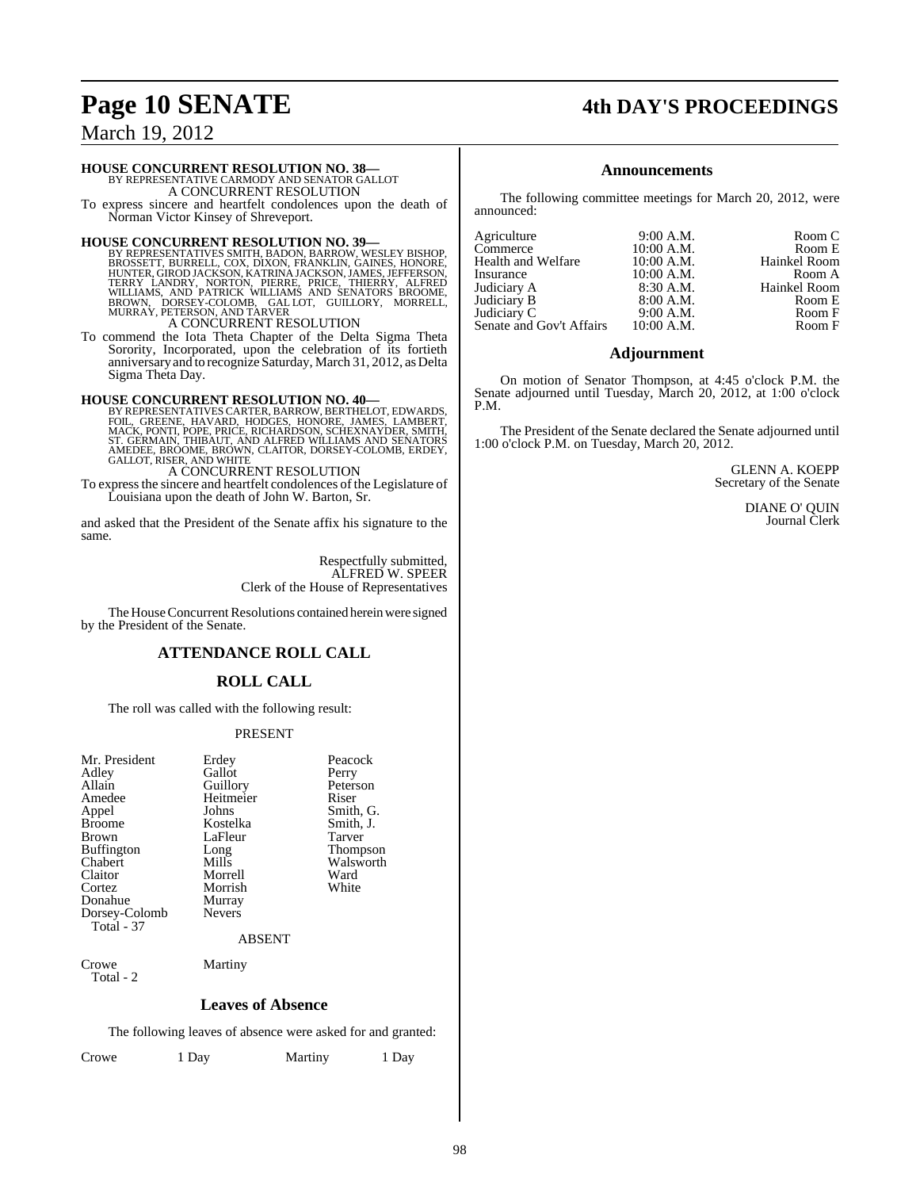**HOUSE CONCURRENT RESOLUTION NO. 38—**
BY REPRESENTATIVE CARMODY AND SENATOR GALLOT
A CONCURRENT RESOLUTION
To express sincere and heartfelt condolences upon the death of Norman Victor Kinsey of Shreveport.

**HOUSE CONCURRENT RESOLUTION NO. 39—**
BY REPRESENTATIVES SMITH, BADON, BARROW, WESLEY BISHOP, BROSSETT, BURRELL, COX, DIXON, FRANKLIN, GAINES, HONORE, HUNTER, GIROD JACKSON, KATRINA JACKSON, JAMES, JEFFERSON, TERRY LANDRY, NORTON, PIERRE, PRICE, THIERRY, ALFRED WILLIAMS, AND PATRICK WILLIAMS AND SENATORS BROOME, BROWN, DORSEY-COLOMB, GALLOT, GUILLORY, MORRELL, MURRAY, PETERSON, AND TARVER
A CONCURRENT RESOLUTION
To commend the Iota Theta Chapter of the Delta Sigma Theta Sorority, Incorporated, upon the celebration of its fortieth anniversary and to recognize Saturday, March 31, 2012, as Delta Sigma Theta Day.

**HOUSE CONCURRENT RESOLUTION NO. 40—**
BY REPRESENTATIVES CARTER, BARROW, BERTHELOT, EDWARDS, FOIL, GREENE, HAVARD, HODGES, HONORE, JAMES, LAMBERT, MACK, PONTI, POPE, PRICE, RICHARDSON, SCHEXNAYDER, SMITH, ST. GERMAIN, THIBAUT, AND ALFRED WILLIAMS AND SENATORS AMEDEE, BROOME, BROWN, CLAITOR, DORSEY-COLOMB, ERDEY, GALLOT, RISER, AND WHITE
A CONCURRENT RESOLUTION
To express the sincere and heartfelt condolences of the Legislature of Louisiana upon the death of John W. Barton, Sr.

and asked that the President of the Senate affix his signature to the same.

Respectfully submitted,
ALFRED W. SPEER
Clerk of the House of Representatives

The House Concurrent Resolutions contained herein were signed by the President of the Senate.

## ATTENDANCE ROLL CALL

## ROLL CALL

The roll was called with the following result:

PRESENT

| | | |
|---|---|---|
| Mr. President | Erdey | Peacock |
| Adley | Gallot | Perry |
| Allain | Guillory | Peterson |
| Amedee | Heitmeier | Riser |
| Appel | Johns | Smith, G. |
| Broome | Kostelka | Smith, J. |
| Brown | LaFleur | Tarver |
| Buffington | Long | Thompson |
| Chabert | Mills | Walsworth |
| Claitor | Morrell | Ward |
| Cortez | Morrish | White |
| Donahue | Murray | |
| Dorsey-Colomb | Nevers | |

Total - 37

ABSENT

| | |
|---|---|
| Crowe | Martiny |

Total - 2

## Leaves of Absence

The following leaves of absence were asked for and granted:

| | | | |
|---|---|---|---|
| Crowe | 1 Day | Martiny | 1 Day |

## Announcements

The following committee meetings for March 20, 2012, were announced:

| | | |
|---|---|---|
| Agriculture | 9:00 A.M. | Room C |
| Commerce | 10:00 A.M. | Room E |
| Health and Welfare | 10:00 A.M. | Hainkel Room |
| Insurance | 10:00 A.M. | Room A |
| Judiciary A | 8:30 A.M. | Hainkel Room |
| Judiciary B | 8:00 A.M. | Room E |
| Judiciary C | 9:00 A.M. | Room F |
| Senate and Gov't Affairs | 10:00 A.M. | Room F |

## Adjournment

On motion of Senator Thompson, at 4:45 o'clock P.M. the Senate adjourned until Tuesday, March 20, 2012, at 1:00 o'clock P.M.

The President of the Senate declared the Senate adjourned until 1:00 o'clock P.M. on Tuesday, March 20, 2012.

GLENN A. KOEPP
Secretary of the Senate

DIANE O' QUIN
Journal Clerk